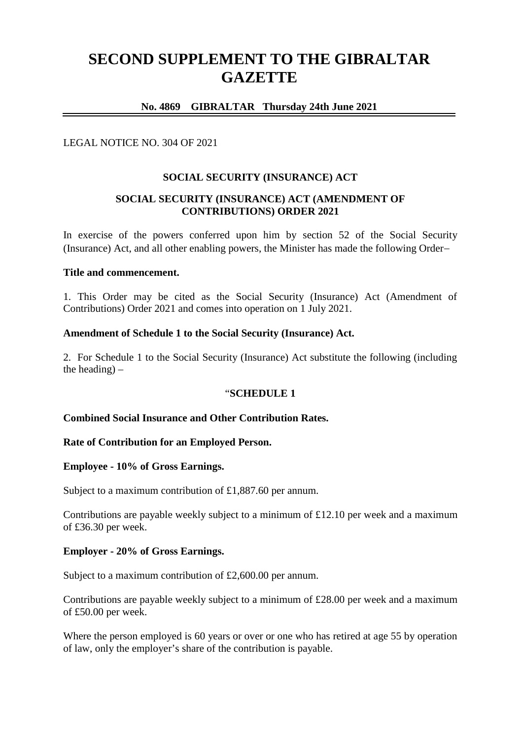# SECOND SUPPLEMENT TO THE GIBRALTAR GAZETTE

**No. 4869 GIBRALTAR Thursday 24th June 2021**

LEGAL NOTICE NO. 304 OF 2021

**SOCIAL SECURITY (INSURANCE) ACT**

**SOCIAL SECURITY (INSURANCE) ACT (AMENDMENT OF CONTRIBUTIONS) ORDER 2021**

In exercise of the powers conferred upon him by section 52 of the Social Security (Insurance) Act, and all other enabling powers, the Minister has made the following Order–

**Title and commencement.**

1. This Order may be cited as the Social Security (Insurance) Act (Amendment of Contributions) Order 2021 and comes into operation on 1 July 2021.

**Amendment of Schedule 1 to the Social Security (Insurance) Act.**

2. For Schedule 1 to the Social Security (Insurance) Act substitute the following (including the heading) –

“**SCHEDULE 1**

**Combined Social Insurance and Other Contribution Rates.**

**Rate of Contribution for an Employed Person.**

**Employee - 10% of Gross Earnings.**

Subject to a maximum contribution of £1,887.60 per annum.

Contributions are payable weekly subject to a minimum of £12.10 per week and a maximum of £36.30 per week.

**Employer - 20% of Gross Earnings.**

Subject to a maximum contribution of £2,600.00 per annum.

Contributions are payable weekly subject to a minimum of £28.00 per week and a maximum of £50.00 per week.

Where the person employed is 60 years or over or one who has retired at age 55 by operation of law, only the employer’s share of the contribution is payable.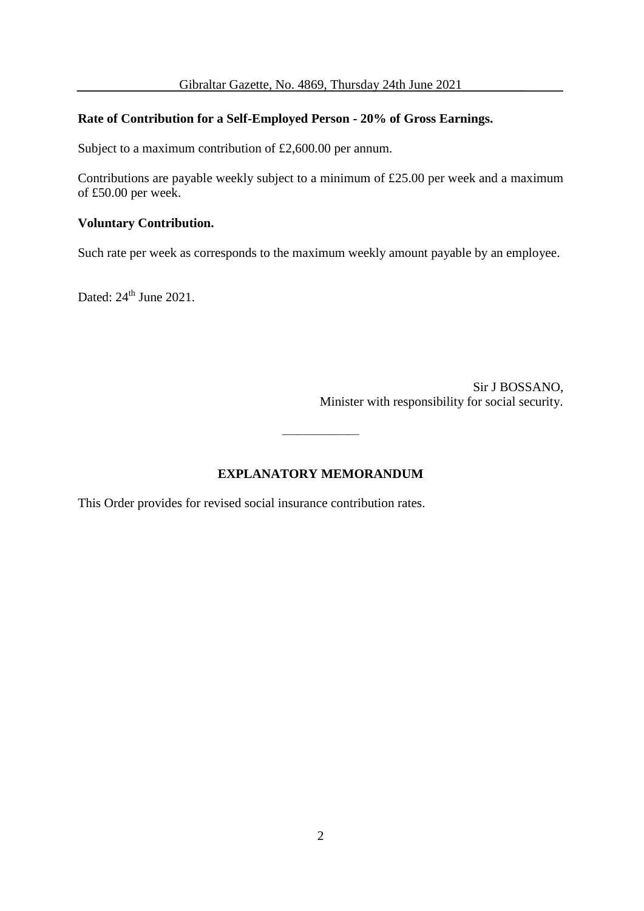**Rate of Contribution for a Self-Employed Person - 20% of Gross Earnings.**

Subject to a maximum contribution of £2,600.00 per annum.

Contributions are payable weekly subject to a minimum of £25.00 per week and a maximum of £50.00 per week.

**Voluntary Contribution.**

Such rate per week as corresponds to the maximum weekly amount payable by an employee.

Dated: 24th June 2021.

Sir J BOSSANO,
Minister with responsibility for social security.

---

## EXPLANATORY MEMORANDUM

This Order provides for revised social insurance contribution rates.